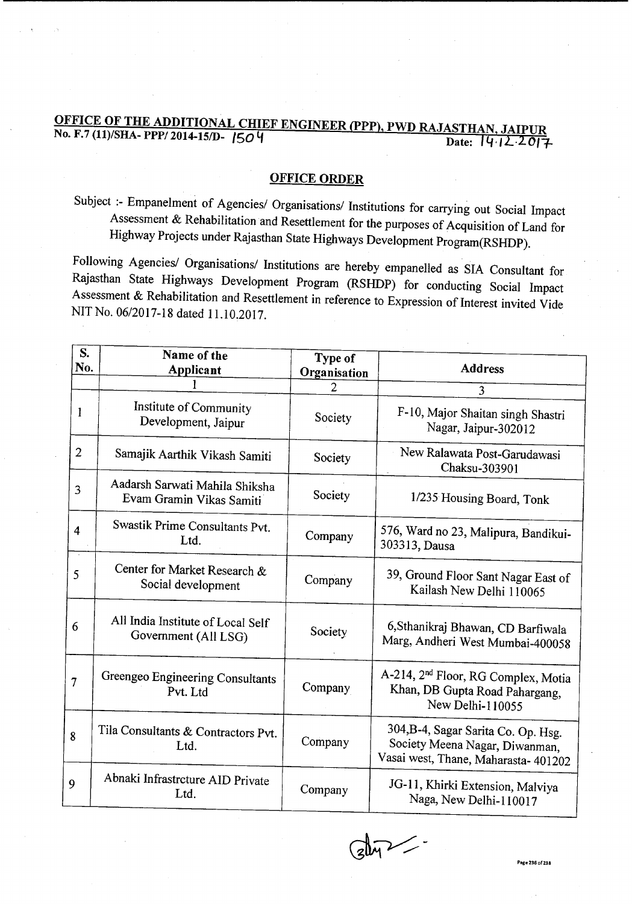**OFFICE OF THE ADDITIONAL CHIEF ENGINEER (PPP), PWD RAJASTHAN, JAIPUR**

**No. F.7 (11)/SHA- PPP/ 2014-15/D- 1504** Date: 14.12.2017

## OFFICE ORDER

Subject :- Empanelment of Agencies/ Organisations/ Institutions for carrying out Social Impact Assessment & Rehabilitation and Resettlement for the purposes of Acquisition of Land for Highway Projects under Rajasthan State Highways Development Program(RSHDP).

Following Agencies/ Organisations/ Institutions are hereby empanelled as SIA Consultant for Rajasthan State Highways Development Program (RSHDP) for conducting Social Impact Assessment & Rehabilitation and Resettlement in reference to Expression of Interest invited Vide NIT No. 06/2017-18 dated 11.10.2017.

| S. No. | Name of the Applicant | Type of Organisation | Address |
|---|---|---|---|
| | 1 | 2 | 3 |
| 1 | Institute of Community Development, Jaipur | Society | F-10, Major Shaitan singh Shastri Nagar, Jaipur-302012 |
| 2 | Samajik Aarthik Vikash Samiti | Society | New Ralawata Post-Garudawasi Chaksu-303901 |
| 3 | Aadarsh Sarwati Mahila Shiksha Evam Gramin Vikas Samiti | Society | 1/235 Housing Board, Tonk |
| 4 | Swastik Prime Consultants Pvt. Ltd. | Company | 576, Ward no 23, Malipura, Bandikui-303313, Dausa |
| 5 | Center for Market Research & Social development | Company | 39, Ground Floor Sant Nagar East of Kailash New Delhi 110065 |
| 6 | All India Institute of Local Self Government (All LSG) | Society | 6,Sthanikraj Bhawan, CD Barfiwala Marg, Andheri West Mumbai-400058 |
| 7 | Greengeo Engineering Consultants Pvt. Ltd | Company | A-214, 2nd Floor, RG Complex, Motia Khan, DB Gupta Road Pahargang, New Delhi-110055 |
| 8 | Tila Consultants & Contractors Pvt. Ltd. | Company | 304,B-4, Sagar Sarita Co. Op. Hsg. Society Meena Nagar, Diwanman, Vasai west, Thane, Maharasta- 401202 |
| 9 | Abnaki Infrastrcture AID Private Ltd. | Company | JG-11, Khirki Extension, Malviya Naga, New Delhi-110017 |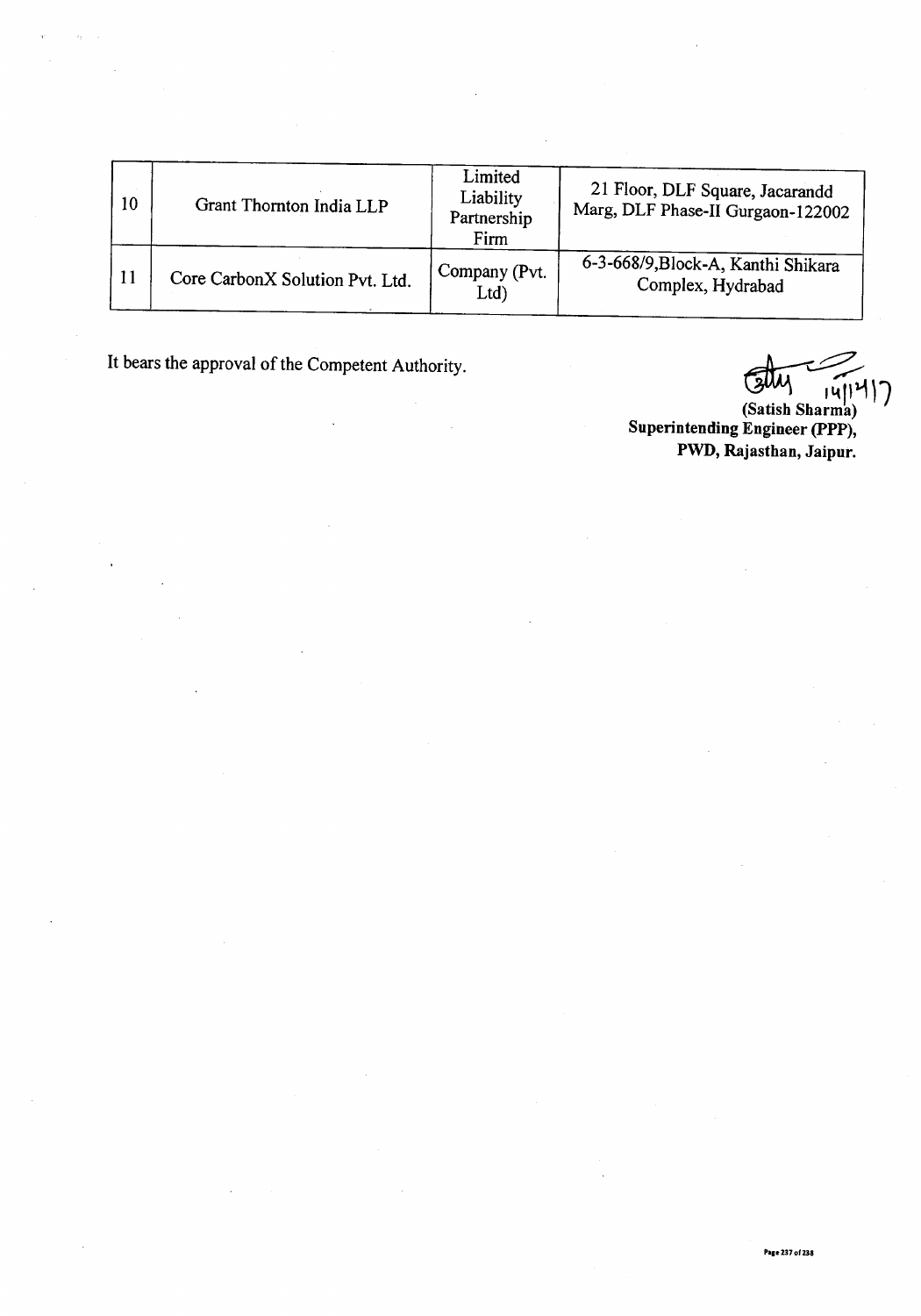| | | | |
|---|---|---|---|
| 10 | Grant Thornton India LLP | Limited Liability Partnership Firm | 21 Floor, DLF Square, Jacarandd Marg, DLF Phase-II Gurgaon-122002 |
| 11 | Core CarbonX Solution Pvt. Ltd. | Company (Pvt. Ltd) | 6-3-668/9,Block-A, Kanthi Shikara Complex, Hydrabad |

It bears the approval of the Competent Authority.

14|12|17

**(Satish Sharma)**
**Superintending Engineer (PPP),**
**PWD, Rajasthan, Jaipur.**